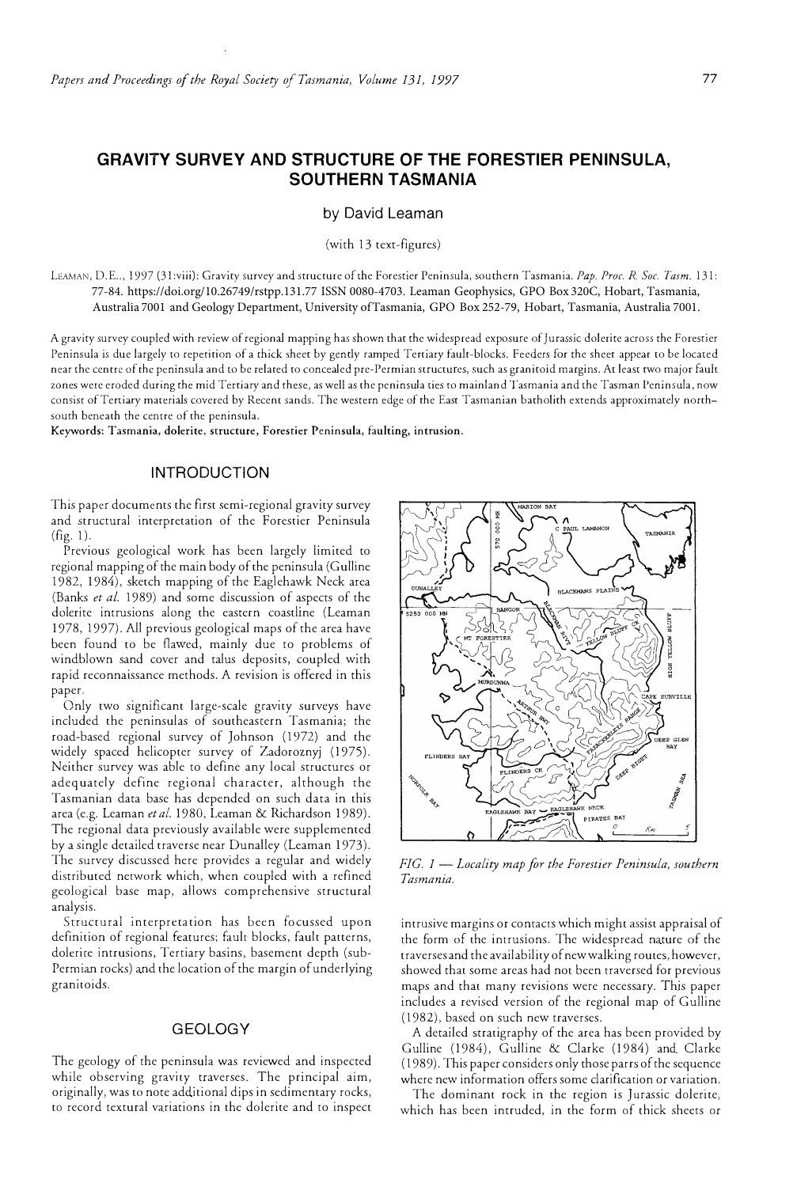# GRAVITY SURVEY AND STRUCTURE OF THE FORESTIER PENINSULA, SOUTHERN TASMANIA

by David Leaman

(with 13 text-figures)

LEAMAN, D.E., 1997 (31:viii): Gravity survey and structure of the Forestier Peninsula, southern Tasmania. *Pap. Proc. R. Soc. Tasm.* 131: 77-84. https://doi.org/10.26749/rstpp.131.77 ISSN 0080-4703. Leaman Geophysics, GPO Box 320C, Hobart, Tasmania, Australia 7001 and Geology Department, University of Tasmania, GPO Box 252-79, Hobart, Tasmania, Australia 7001.

A gravity survey coupled with review of regional mapping has shown that the widespread exposure of Jurassic dolerite across the Forestier Peninsula is due largely to repetition of a thick sheet by gently ramped Tertiary fault-blocks. Feeders for the sheet appear to be located near the centre of the peninsula and to be related to concealed pre-Permian structures, such as granitoid margins. At least two major fault zones were eroded during the mid Tertiary and these, as well as the peninsula ties to mainland Tasmania and the Tasman Peninsula, now consist of Tertiary materials covered by Recent sands. The western edge of the East Tasmanian batholith extends approximately north–south beneath the centre of the peninsula.

**Keywords: Tasmania, dolerite, structure, Forestier Peninsula, faulting, intrusion.**

## INTRODUCTION

This paper documents the first semi-regional gravity survey and structural interpretation of the Forestier Peninsula (fig. 1).

Previous geological work has been largely limited to regional mapping of the main body of the peninsula (Gulline 1982, 1984), sketch mapping of the Eaglehawk Neck area (Banks *et al.* 1989) and some discussion of aspects of the dolerite intrusions along the eastern coastline (Leaman 1978, 1997). All previous geological maps of the area have been found to be flawed, mainly due to problems of windblown sand cover and talus deposits, coupled with rapid reconnaissance methods. A revision is offered in this paper.

Only two significant large-scale gravity surveys have included the peninsulas of southeastern Tasmania; the road-based regional survey of Johnson (1972) and the widely spaced helicopter survey of Zadoroznyj (1975). Neither survey was able to define any local structures or adequately define regional character, although the Tasmanian data base has depended on such data in this area (e.g. Leaman *et al.* 1980, Leaman & Richardson 1989). The regional data previously available were supplemented by a single detailed traverse near Dunalley (Leaman 1973). The survey discussed here provides a regular and widely distributed network which, when coupled with a refined geological base map, allows comprehensive structural analysis.

Structural interpretation has been focussed upon definition of regional features; fault blocks, fault patterns, dolerite intrusions, Tertiary basins, basement depth (sub-Permian rocks) and the location of the margin of underlying granitoids.

## GEOLOGY

The geology of the peninsula was reviewed and inspected while observing gravity traverses. The principal aim, originally, was to note additional dips in sedimentary rocks, to record textural variations in the dolerite and to inspect intrusive margins or contacts which might assist appraisal of the form of the intrusions. The widespread nature of the traverses and the availability of new walking routes, however, showed that some areas had not been traversed for previous maps and that many revisions were necessary. This paper includes a revised version of the regional map of Gulline (1982), based on such new traverses.

*FIG. 1 — Locality map for the Forestier Peninsula, southern Tasmania.*

A detailed stratigraphy of the area has been provided by Gulline (1984), Gulline & Clarke (1984) and Clarke (1989). This paper considers only those parts of the sequence where new information offers some clarification or variation.

The dominant rock in the region is Jurassic dolerite, which has been intruded, in the form of thick sheets or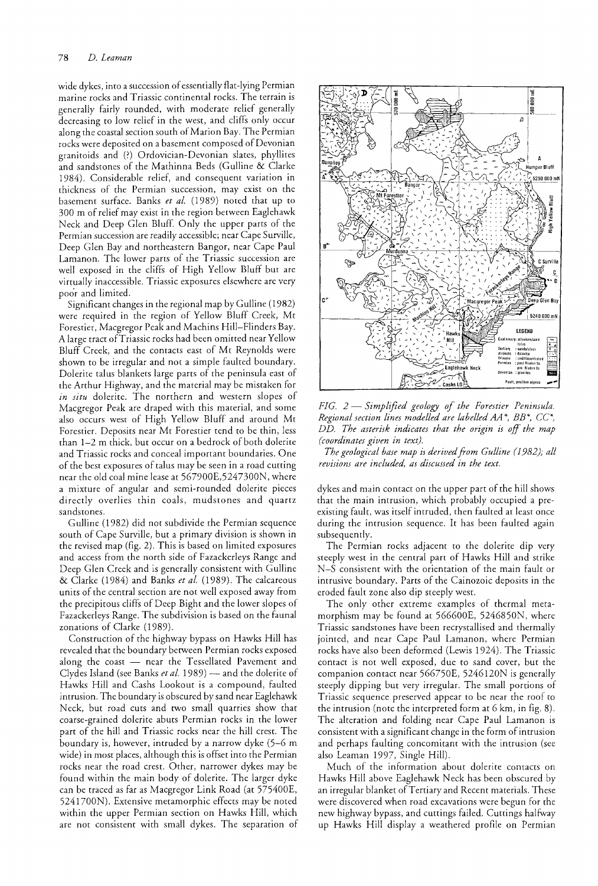wide dykes, into a succession of essentially flat-lying Permian marine rocks and Triassic continental rocks. The terrain is generally fairly rounded, with moderate relief generally decreasing to low relief in the west, and cliffs only occur along the coastal section south of Marion Bay. The Permian rocks were deposited on a basement composed of Devonian granitoids and (?) Ordovician-Devonian slates, phyllites and sandstones of the Mathinna Beds (Gulline & Clarke 1984). Considerable relief, and consequent variation in thickness of the Permian succession, may exist on the basement surface. Banks *et al.* (1989) noted that up to 300 m of relief may exist in the region between Eaglehawk Neck and Deep Glen Bluff. Only the upper parts of the Permian succession are readily accessible; near Cape Surville, Deep Glen Bay and northeastern Bangor, near Cape Paul Lamanon. The lower parts of the Triassic succession are well exposed in the cliffs of High Yellow Bluff but are virtually inaccessible. Triassic exposures elsewhere are very poor and limited.

Significant changes in the regional map by Gulline (1982) were required in the region of Yellow Bluff Creek, Mt Forestier, Macgregor Peak and Machins Hill–Flinders Bay. A large tract of Triassic rocks had been omitted near Yellow Bluff Creek, and the contacts east of Mt Reynolds were shown to be irregular and not a simple faulted boundary. Dolerite talus blankets large parts of the peninsula east of the Arthur Highway, and the material may be mistaken for *in situ* dolerite. The northern and western slopes of Macgregor Peak are draped with this material, and some also occurs west of High Yellow Bluff and around Mt Forestier. Deposits near Mt Forestier tend to be thin, less than 1–2 m thick, but occur on a bedrock of both dolerite and Triassic rocks and conceal important boundaries. One of the best exposures of talus may be seen in a road cutting near the old coal mine lease at 567900E,5247300N, where a mixture of angular and semi-rounded dolerite pieces directly overlies thin coals, mudstones and quartz sandstones.

Gulline (1982) did not subdivide the Permian sequence south of Cape Surville, but a primary division is shown in the revised map (fig. 2). This is based on limited exposures and access from the north side of Fazackerleys Range and Deep Glen Creek and is generally consistent with Gulline & Clarke (1984) and Banks *et al.* (1989). The calcareous units of the central section are not well exposed away from the precipitous cliffs of Deep Bight and the lower slopes of Fazackerleys Range. The subdivision is based on the faunal zonations of Clarke (1989).

Construction of the highway bypass on Hawks Hill has revealed that the boundary between Permian rocks exposed along the coast — near the Tessellated Pavement and Clydes Island (see Banks *et al.* 1989) — and the dolerite of Hawks Hill and Cashs Lookout is a compound, faulted intrusion. The boundary is obscured by sand near Eaglehawk Neck, but road cuts and two small quarries show that coarse-grained dolerite abuts Permian rocks in the lower part of the hill and Triassic rocks near the hill crest. The boundary is, however, intruded by a narrow dyke (5–6 m wide) in most places, although this is offset into the Permian rocks near the road crest. Other, narrower dykes may be found within the main body of dolerite. The larger dyke can be traced as far as Macgregor Link Road (at 575400E, 5241700N). Extensive metamorphic effects may be noted within the upper Permian section on Hawks Hill, which are not consistent with small dykes. The separation of dykes and main contact on the upper part of the hill shows that the main intrusion, which probably occupied a pre-existing fault, was itself intruded, then faulted at least once during the intrusion sequence. It has been faulted again subsequently.

*FIG. 2 — Simplified geology of the Forestier Peninsula. Regional section lines modelled are labelled AA\*, BB\*, CC\*, DD. The asterisk indicates that the origin is off the map (coordinates given in text).*

*The geological base map is derived from Gulline (1982); all revisions are included, as discussed in the text.*

The Permian rocks adjacent to the dolerite dip very steeply west in the central part of Hawks Hill and strike N–S consistent with the orientation of the main fault or intrusive boundary. Parts of the Cainozoic deposits in the eroded fault zone also dip steeply west.

The only other extreme examples of thermal metamorphism may be found at 566600E, 5246850N, where Triassic sandstones have been recrystallised and thermally jointed, and near Cape Paul Lamanon, where Permian rocks have also been deformed (Lewis 1924). The Triassic contact is not well exposed, due to sand cover, but the companion contact near 566750E, 5246120N is generally steeply dipping but very irregular. The small portions of Triassic sequence preserved appear to be near the roof to the intrusion (note the interpreted form at 6 km, in fig. 8). The alteration and folding near Cape Paul Lamanon is consistent with a significant change in the form of intrusion and perhaps faulting concomitant with the intrusion (see also Leaman 1997, Single Hill).

Much of the information about dolerite contacts on Hawks Hill above Eaglehawk Neck has been obscured by an irregular blanket of Tertiary and Recent materials. These were discovered when road excavations were begun for the new highway bypass, and cuttings failed. Cuttings halfway up Hawks Hill display a weathered profile on Permian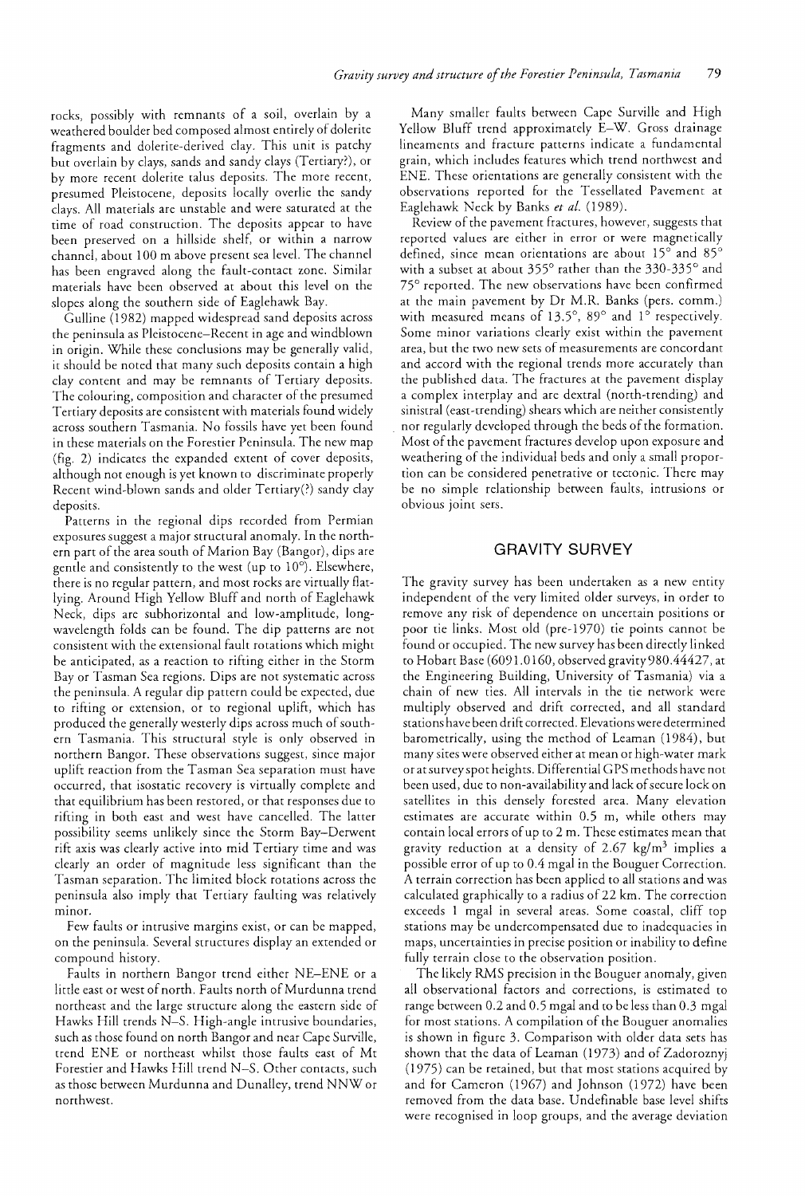rocks, possibly with remnants of a soil, overlain by a weathered boulder bed composed almost entirely of dolerite fragments and dolerite-derived clay. This unit is patchy but overlain by clays, sands and sandy clays (Tertiary?), or by more recent dolerite talus deposits. The more recent, presumed Pleistocene, deposits locally overlie the sandy clays. All materials are unstable and were saturated at the time of road construction. The deposits appear to have been preserved on a hillside shelf, or within a narrow channel, about 100 m above present sea level. The channel has been engraved along the fault-contact zone. Similar materials have been observed at about this level on the slopes along the southern side of Eaglehawk Bay.

Gulline (1982) mapped widespread sand deposits across the peninsula as Pleistocene–Recent in age and windblown in origin. While these conclusions may be generally valid, it should be noted that many such deposits contain a high clay content and may be remnants of Tertiary deposits. The colouring, composition and character of the presumed Tertiary deposits are consistent with materials found widely across southern Tasmania. No fossils have yet been found in these materials on the Forestier Peninsula. The new map (fig. 2) indicates the expanded extent of cover deposits, although not enough is yet known to discriminate properly Recent wind-blown sands and older Tertiary(?) sandy clay deposits.

Patterns in the regional dips recorded from Permian exposures suggest a major structural anomaly. In the northern part of the area south of Marion Bay (Bangor), dips are gentle and consistently to the west (up to 10°). Elsewhere, there is no regular pattern, and most rocks are virtually flat-lying. Around High Yellow Bluff and north of Eaglehawk Neck, dips are subhorizontal and low-amplitude, long-wavelength folds can be found. The dip patterns are not consistent with the extensional fault rotations which might be anticipated, as a reaction to rifting either in the Storm Bay or Tasman Sea regions. Dips are not systematic across the peninsula. A regular dip pattern could be expected, due to rifting or extension, or to regional uplift, which has produced the generally westerly dips across much of southern Tasmania. This structural style is only observed in northern Bangor. These observations suggest, since major uplift reaction from the Tasman Sea separation must have occurred, that isostatic recovery is virtually complete and that equilibrium has been restored, or that responses due to rifting in both east and west have cancelled. The latter possibility seems unlikely since the Storm Bay–Derwent rift axis was clearly active into mid Tertiary time and was clearly an order of magnitude less significant than the Tasman separation. The limited block rotations across the peninsula also imply that Tertiary faulting was relatively minor.

Few faults or intrusive margins exist, or can be mapped, on the peninsula. Several structures display an extended or compound history.

Faults in northern Bangor trend either NE–ENE or a little east or west of north. Faults north of Murdunna trend northeast and the large structure along the eastern side of Hawks Hill trends N–S. High-angle intrusive boundaries, such as those found on north Bangor and near Cape Surville, trend ENE or northeast whilst those faults east of Mt Forestier and Hawks Hill trend N–S. Other contacts, such as those between Murdunna and Dunalley, trend NNW or northwest.

Many smaller faults between Cape Surville and High Yellow Bluff trend approximately E–W. Gross drainage lineaments and fracture patterns indicate a fundamental grain, which includes features which trend northwest and ENE. These orientations are generally consistent with the observations reported for the Tessellated Pavement at Eaglehawk Neck by Banks *et al.* (1989).

Review of the pavement fractures, however, suggests that reported values are either in error or were magnetically defined, since mean orientations are about 15° and 85° with a subset at about 355° rather than the 330-335° and 75° reported. The new observations have been confirmed at the main pavement by Dr M.R. Banks (pers. comm.) with measured means of 13.5°, 89° and 1° respectively. Some minor variations clearly exist within the pavement area, but the two new sets of measurements are concordant and accord with the regional trends more accurately than the published data. The fractures at the pavement display a complex interplay and are dextral (north-trending) and sinistral (east-trending) shears which are neither consistently nor regularly developed through the beds of the formation. Most of the pavement fractures develop upon exposure and weathering of the individual beds and only a small proportion can be considered penetrative or tectonic. There may be no simple relationship between faults, intrusions or obvious joint sets.

## GRAVITY SURVEY

The gravity survey has been undertaken as a new entity independent of the very limited older surveys, in order to remove any risk of dependence on uncertain positions or poor tie links. Most old (pre-1970) tie points cannot be found or occupied. The new survey has been directly linked to Hobart Base (6091.0160, observed gravity 980.44427, at the Engineering Building, University of Tasmania) via a chain of new ties. All intervals in the tie network were multiply observed and drift corrected, and all standard stations have been drift corrected. Elevations were determined barometrically, using the method of Leaman (1984), but many sites were observed either at mean or high-water mark or at survey spot heights. Differential GPS methods have not been used, due to non-availability and lack of secure lock on satellites in this densely forested area. Many elevation estimates are accurate within 0.5 m, while others may contain local errors of up to 2 m. These estimates mean that gravity reduction at a density of 2.67 kg/m$^3$ implies a possible error of up to 0.4 mgal in the Bouguer Correction. A terrain correction has been applied to all stations and was calculated graphically to a radius of 22 km. The correction exceeds 1 mgal in several areas. Some coastal, cliff top stations may be undercompensated due to inadequacies in maps, uncertainties in precise position or inability to define fully terrain close to the observation position.

The likely RMS precision in the Bouguer anomaly, given all observational factors and corrections, is estimated to range between 0.2 and 0.5 mgal and to be less than 0.3 mgal for most stations. A compilation of the Bouguer anomalies is shown in figure 3. Comparison with older data sets has shown that the data of Leaman (1973) and of Zadoroznyj (1975) can be retained, but that most stations acquired by and for Cameron (1967) and Johnson (1972) have been removed from the data base. Undefinable base level shifts were recognised in loop groups, and the average deviation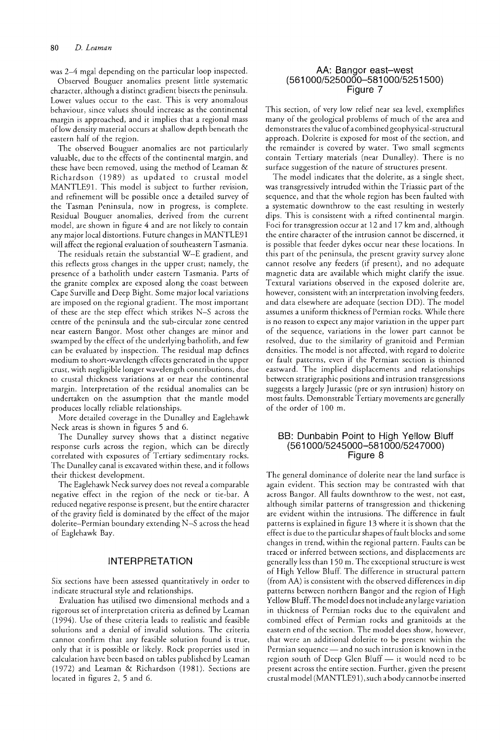was 2–4 mgal depending on the particular loop inspected.

Observed Bouguer anomalies present little systematic character, although a distinct gradient bisects the peninsula. Lower values occur to the east. This is very anomalous behaviour, since values should increase as the continental margin is approached, and it implies that a regional mass of low density material occurs at shallow depth beneath the eastern half of the region.

The observed Bouguer anomalies are not particularly valuable, due to the effects of the continental margin, and these have been removed, using the method of Leaman & Richardson (1989) as updated to crustal model MANTLE91. This model is subject to further revision, and refinement will be possible once a detailed survey of the Tasman Peninsula, now in progress, is complete. Residual Bouguer anomalies, derived from the current model, are shown in figure 4 and are not likely to contain any major local distortions. Future changes in MANTLE91 will affect the regional evaluation of southeastern Tasmania.

The residuals retain the substantial W–E gradient, and this reflects gross changes in the upper crust; namely, the presence of a batholith under eastern Tasmania. Parts of the granite complex are exposed along the coast between Cape Surville and Deep Bight. Some major local variations are imposed on the regional gradient. The most important of these are the step effect which strikes N–S across the centre of the peninsula and the sub-circular zone centred near eastern Bangor. Most other changes are minor and swamped by the effect of the underlying batholith, and few can be evaluated by inspection. The residual map defines medium to short-wavelength effects generated in the upper crust, with negligible longer wavelength contributions, due to crustal thickness variations at or near the continental margin. Interpretation of the residual anomalies can be undertaken on the assumption that the mantle model produces locally reliable relationships.

More detailed coverage in the Dunalley and Eaglehawk Neck areas is shown in figures 5 and 6.

The Dunalley survey shows that a distinct negative response curls across the region, which can be directly correlated with exposures of Tertiary sedimentary rocks. The Dunalley canal is excavated within these, and it follows their thickest development.

The Eaglehawk Neck survey does not reveal a comparable negative effect in the region of the neck or tie-bar. A reduced negative response is present, but the entire character of the gravity field is dominated by the effect of the major dolerite–Permian boundary extending N–S across the head of Eaglehawk Bay.

## INTERPRETATION

Six sections have been assessed quantitatively in order to indicate structural style and relationships.

Evaluation has utilised two dimensional methods and a rigorous set of interpretation criteria as defined by Leaman (1994). Use of these criteria leads to realistic and feasible solutions and a denial of invalid solutions. The criteria cannot confirm that any feasible solution found is true, only that it is possible or likely. Rock properties used in calculation have been based on tables published by Leaman (1972) and Leaman & Richardson (1981). Sections are located in figures 2, 5 and 6.

### AA: Bangor east–west (561000/5250000–581000/5251500) Figure 7

This section, of very low relief near sea level, exemplifies many of the geological problems of much of the area and demonstrates the value of a combined geophysical-structural approach. Dolerite is exposed for most of the section, and the remainder is covered by water. Two small segments contain Tertiary materials (near Dunalley). There is no surface suggestion of the nature of structures present.

The model indicates that the dolerite, as a single sheet, was transgressively intruded within the Triassic part of the sequence, and that the whole region has been faulted with a systematic downthrow to the east resulting in westerly dips. This is consistent with a rifted continental margin. Foci for transgression occur at 12 and 17 km and, although the entire character of the intrusion cannot be discerned, it is possible that feeder dykes occur near these locations. In this part of the peninsula, the present gravity survey alone cannot resolve any feeders (if present), and no adequate magnetic data are available which might clarify the issue. Textural variations observed in the exposed dolerite are, however, consistent with an interpretation involving feeders, and data elsewhere are adequate (section DD). The model assumes a uniform thickness of Permian rocks. While there is no reason to expect any major variation in the upper part of the sequence, variations in the lower part cannot be resolved, due to the similarity of granitoid and Permian densities. The model is not affected, with regard to dolerite or fault patterns, even if the Permian section is thinned eastward. The implied displacements and relationships between stratigraphic positions and intrusion transgressions suggests a largely Jurassic (pre or syn intrusion) history on most faults. Demonstrable Tertiary movements are generally of the order of 100 m.

### BB: Dunbabin Point to High Yellow Bluff (561000/5245000–581000/5247000) Figure 8

The general dominance of dolerite near the land surface is again evident. This section may be contrasted with that across Bangor. All faults downthrow to the west, not east, although similar patterns of transgression and thickening are evident within the intrusions. The difference in fault patterns is explained in figure 13 where it is shown that the effect is due to the particular shapes of fault blocks and some changes in trend, within the regional pattern. Faults can be traced or inferred between sections, and displacements are generally less than 150 m. The exceptional structure is west of High Yellow Bluff. The difference in structural pattern (from AA) is consistent with the observed differences in dip patterns between northern Bangor and the region of High Yellow Bluff. The model does not include any large variation in thickness of Permian rocks due to the equivalent and combined effect of Permian rocks and granitoids at the eastern end of the section. The model does show, however, that were an additional dolerite to be present within the Permian sequence — and no such intrusion is known in the region south of Deep Glen Bluff — it would need to be present across the entire section. Further, given the present crustal model (MANTLE91), such a body cannot be inserted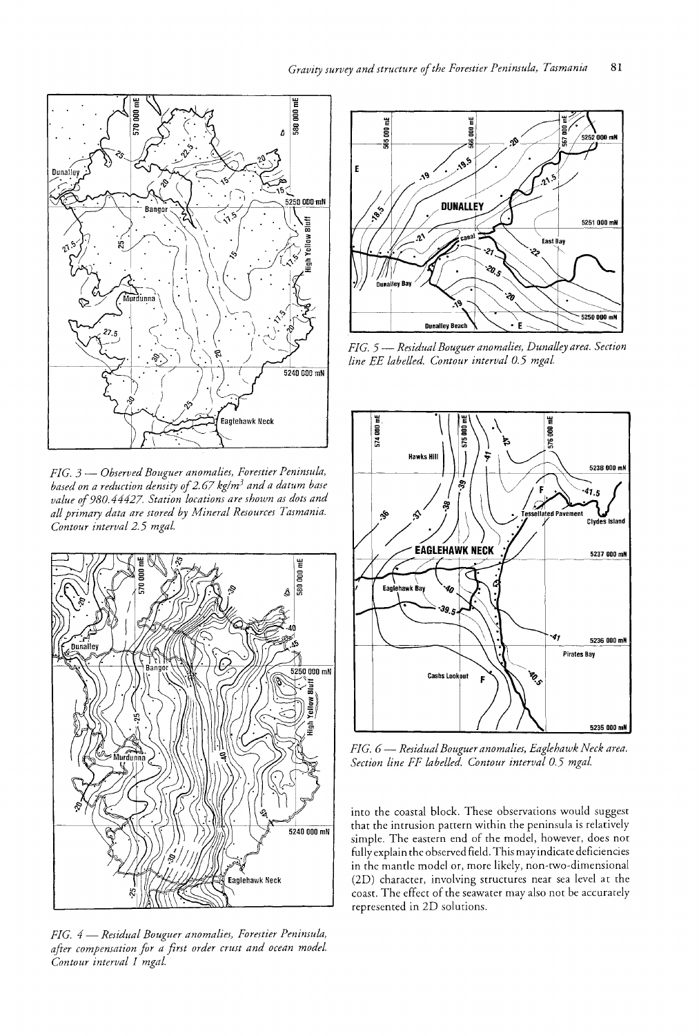FIG. 3 — *Observed Bouguer anomalies, Forestier Peninsula, based on a reduction density of 2.67 kg/m³ and a datum base value of 980.44427. Station locations are shown as dots and all primary data are stored by Mineral Resources Tasmania. Contour interval 2.5 mgal.*

FIG. 4 — *Residual Bouguer anomalies, Forestier Peninsula, after compensation for a first order crust and ocean model. Contour interval 1 mgal.*

FIG. 5 — *Residual Bouguer anomalies, Dunalley area. Section line EE labelled. Contour interval 0.5 mgal.*

FIG. 6 — *Residual Bouguer anomalies, Eaglehawk Neck area. Section line FF labelled. Contour interval 0.5 mgal.*

into the coastal block. These observations would suggest that the intrusion pattern within the peninsula is relatively simple. The eastern end of the model, however, does not fully explain the observed field. This may indicate deficiencies in the mantle model or, more likely, non-two-dimensional (2D) character, involving structures near sea level at the coast. The effect of the seawater may also not be accurately represented in 2D solutions.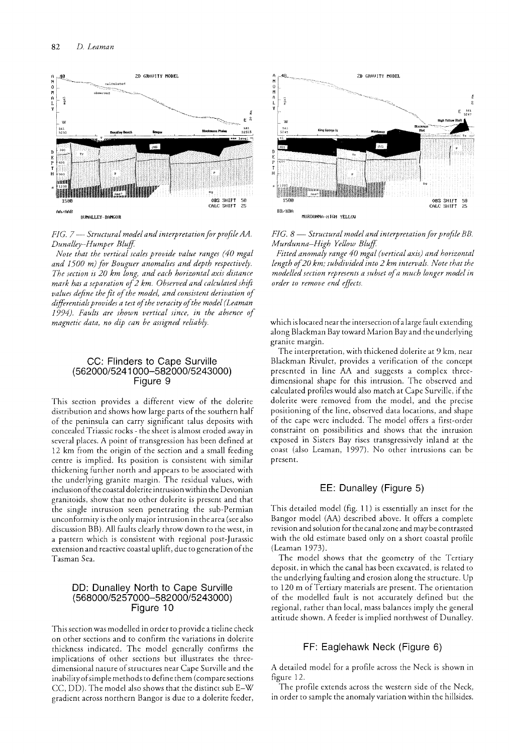*FIG. 7 — Structural model and interpretation for profile AA. Dunalley–Humper Bluff.*

*Note that the vertical scales provide value ranges (40 mgal and 1500 m) for Bouguer anomalies and depth respectively. The section is 20 km long, and each horizontal axis distance mark has a separation of 2 km. Observed and calculated shift values define the fit of the model, and consistent derivation of differentials provides a test of the veracity of the model (Leaman 1994). Faults are shown vertical since, in the absence of magnetic data, no dip can be assigned reliably.*

*FIG. 8 — Structural model and interpretation for profile BB. Murdunna–High Yellow Bluff.*

*Fitted anomaly range 40 mgal (vertical axis) and horizontal length of 20 km; subdivided into 2 km intervals. Note that the modelled section represents a subset of a much longer model in order to remove end effects.*

## CC: Flinders to Cape Surville (562000/5241000–582000/5243000) Figure 9

This section provides a different view of the dolerite distribution and shows how large parts of the southern half of the peninsula can carry significant talus deposits with concealed Triassic rocks - the sheet is almost eroded away in several places. A point of transgression has been defined at 12 km from the origin of the section and a small feeding centre is implied. Its position is consistent with similar thickening further north and appears to be associated with the underlying granite margin. The residual values, with inclusion of the coastal dolerite intrusion within the Devonian granitoids, show that no other dolerite is present and that the single intrusion seen penetrating the sub-Permian unconformity is the only major intrusion in the area (see also discussion BB). All faults clearly throw down to the west, in a pattern which is consistent with regional post-Jurassic extension and reactive coastal uplift, due to generation of the Tasman Sea.

## DD: Dunalley North to Cape Surville (568000/5257000–582000/5243000) Figure 10

This section was modelled in order to provide a tieline check on other sections and to confirm the variations in dolerite thickness indicated. The model generally confirms the implications of other sections but illustrates the three-dimensional nature of structures near Cape Surville and the inability of simple methods to define them (compare sections CC, DD). The model also shows that the distinct sub E–W gradient across northern Bangor is due to a dolerite feeder, which is located near the intersection of a large fault extending along Blackman Bay toward Marion Bay and the underlying granite margin.

The interpretation, with thickened dolerite at 9 km, near Blackman Rivulet, provides a verification of the concept presented in line AA and suggests a complex three-dimensional shape for this intrusion. The observed and calculated profiles would also match at Cape Surville, if the dolerite were removed from the model, and the precise positioning of the line, observed data locations, and shape of the cape were included. The model offers a first-order constraint on possibilities and shows that the intrusion exposed in Sisters Bay rises transgressively inland at the coast (also Leaman, 1997). No other intrusions can be present.

## EE: Dunalley (Figure 5)

This detailed model (fig. 11) is essentially an inset for the Bangor model (AA) described above. It offers a complete revision and solution for the canal zone and may be contrasted with the old estimate based only on a short coastal profile (Leaman 1973).

The model shows that the geometry of the Tertiary deposit, in which the canal has been excavated, is related to the underlying faulting and erosion along the structure. Up to 120 m of Tertiary materials are present. The orientation of the modelled fault is not accurately defined but the regional, rather than local, mass balances imply the general attitude shown. A feeder is implied northwest of Dunalley.

## FF: Eaglehawk Neck (Figure 6)

A detailed model for a profile across the Neck is shown in figure 12.

The profile extends across the western side of the Neck, in order to sample the anomaly variation within the hillsides.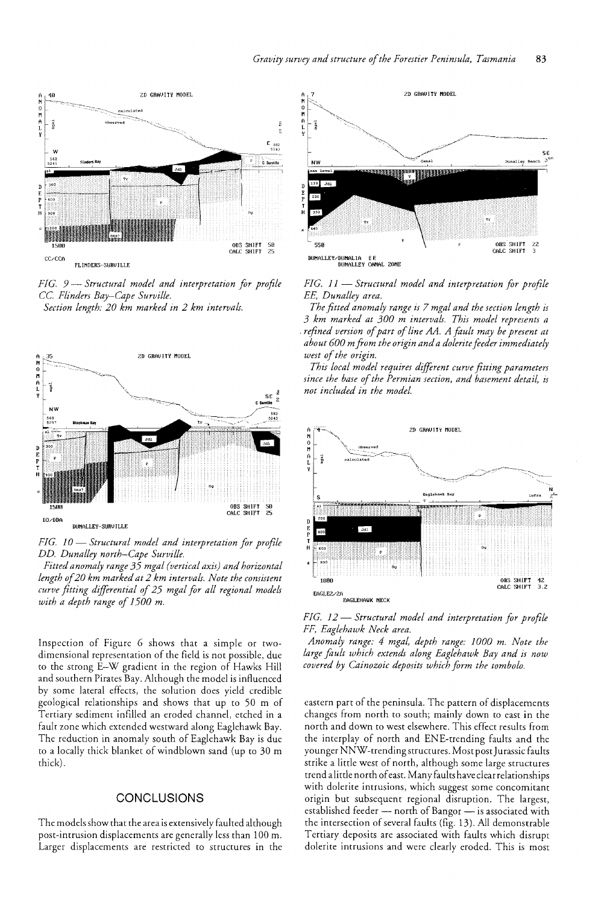*FIG. 9 — Structural model and interpretation for profile CC. Flinders Bay–Cape Surville.*
*Section length: 20 km marked in 2 km intervals.*

*FIG. 10 — Structural model and interpretation for profile DD. Dunalley north–Cape Surville.*
*Fitted anomaly range 35 mgal (vertical axis) and horizontal length of 20 km marked at 2 km intervals. Note the consistent curve fitting differential of 25 mgal for all regional models with a depth range of 1500 m.*

Inspection of Figure 6 shows that a simple or two-dimensional representation of the field is not possible, due to the strong E–W gradient in the region of Hawks Hill and southern Pirates Bay. Although the model is influenced by some lateral effects, the solution does yield credible geological relationships and shows that up to 50 m of Tertiary sediment infilled an eroded channel, etched in a fault zone which extended westward along Eaglehawk Bay. The reduction in anomaly south of Eaglehawk Bay is due to a locally thick blanket of windblown sand (up to 30 m thick).

## CONCLUSIONS

The models show that the area is extensively faulted although post-intrusion displacements are generally less than 100 m. Larger displacements are restricted to structures in the

*FIG. 11 — Structural model and interpretation for profile EE, Dunalley area.*
*The fitted anomaly range is 7 mgal and the section length is 3 km marked at 300 m intervals. This model represents a refined version of part of line AA. A fault may be present at about 600 m from the origin and a dolerite feeder immediately west of the origin.*
*This local model requires different curve fitting parameters since the base of the Permian section, and basement detail, is not included in the model.*

*FIG. 12 — Structural model and interpretation for profile FF, Eaglehawk Neck area.*
*Anomaly range: 4 mgal, depth range: 1000 m. Note the large fault which extends along Eaglehawk Bay and is now covered by Cainozoic deposits which form the tombolo.*

eastern part of the peninsula. The pattern of displacements changes from north to south; mainly down to east in the north and down to west elsewhere. This effect results from the interplay of north and ENE-trending faults and the younger NNW-trending structures. Most post Jurassic faults strike a little west of north, although some large structures trend a little north of east. Many faults have clear relationships with dolerite intrusions, which suggest some concomitant origin but subsequent regional disruption. The largest, established feeder — north of Bangor — is associated with the intersection of several faults (fig. 13). All demonstrable Tertiary deposits are associated with faults which disrupt dolerite intrusions and were clearly eroded. This is most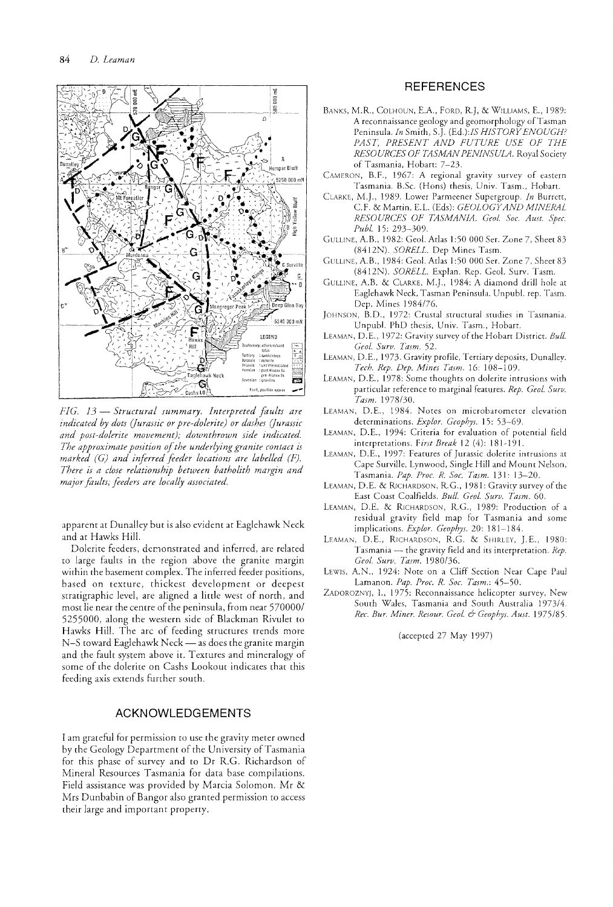*FIG. 13 — Structural summary. Interpreted faults are indicated by dots (Jurassic or pre-dolerite) or dashes (Jurassic and post-dolerite movement); downthrown side indicated. The approximate position of the underlying granite contact is marked (G) and inferred feeder locations are labelled (F). There is a close relationship between batholith margin and major faults; feeders are locally associated.*

apparent at Dunalley but is also evident at Eaglehawk Neck and at Hawks Hill.

Dolerite feeders, demonstrated and inferred, are related to large faults in the region above the granite margin within the basement complex. The inferred feeder positions, based on texture, thickest development or deepest stratigraphic level, are aligned a little west of north, and most lie near the centre of the peninsula, from near 570000/5255000, along the western side of Blackman Rivulet to Hawks Hill. The arc of feeding structures trends more N–S toward Eaglehawk Neck — as does the granite margin and the fault system above it. Textures and mineralogy of some of the dolerite on Cashs Lookout indicates that this feeding axis extends further south.

## ACKNOWLEDGEMENTS

I am grateful for permission to use the gravity meter owned by the Geology Department of the University of Tasmania for this phase of survey and to Dr R.G. Richardson of Mineral Resources Tasmania for data base compilations. Field assistance was provided by Marcia Solomon. Mr & Mrs Dunbabin of Bangor also granted permission to access their large and important property.

## REFERENCES

Banks, M.R., Colhoun, E.A., Ford, R.J. & Williams, E., 1989: A reconnaissance geology and geomorphology of Tasman Peninsula. *In* Smith, S.J. (Ed.): *IS HISTORY ENOUGH? PAST, PRESENT AND FUTURE USE OF THE RESOURCES OF TASMAN PENINSULA*. Royal Society of Tasmania, Hobart: 7–23.

Cameron, B.F., 1967: A regional gravity survey of eastern Tasmania. B.Sc. (Hons) thesis, Univ. Tasm., Hobart.

Clarke, M.J., 1989. Lower Parmeener Supergroup. *In* Burrett, C.F. & Martin, E.L. (Eds): *GEOLOGY AND MINERAL RESOURCES OF TASMANIA*. *Geol. Soc. Aust. Spec. Publ.* 15: 293–309.

Gulline, A.B., 1982: Geol. Atlas 1:50 000 Ser. Zone 7, Sheet 83 (8412N). *SORELL*. Dep Mines Tasm.

Gulline, A.B., 1984: Geol. Atlas 1:50 000 Ser. Zone 7, Sheet 83 (8412N). *SORELL*. Explan. Rep. Geol. Surv. Tasm.

Gulline, A.B. & Clarke, M.J., 1984: A diamond drill hole at Eaglehawk Neck, Tasman Peninsula. Unpubl. rep. Tasm. Dep. Mines 1984/76.

Johnson, B.D., 1972: Crustal structural studies in Tasmania. Unpubl. PhD thesis, Univ. Tasm., Hobart.

Leaman, D.E., 1972: Gravity survey of the Hobart District. *Bull. Geol. Surv. Tasm.* 52.

Leaman, D.E., 1973. Gravity profile, Tertiary deposits, Dunalley. *Tech. Rep. Dep. Mines Tasm.* 16: 108–109.

Leaman, D.E., 1978: Some thoughts on dolerite intrusions with particular reference to marginal features. *Rep. Geol. Surv. Tasm.* 1978/30.

Leaman, D.E., 1984. Notes on microbarometer elevation determinations. *Explor. Geophys.* 15: 53–69.

Leaman, D.E., 1994: Criteria for evaluation of potential field interpretations. *First Break* 12 (4): 181-191.

Leaman, D.E., 1997: Features of Jurassic dolerite intrusions at Cape Surville, Lynwood, Single Hill and Mount Nelson, Tasmania. *Pap. Proc. R. Soc. Tasm.* 131: 13–20.

Leaman, D.E. & Richardson, R.G., 1981: Gravity survey of the East Coast Coalfields. *Bull. Geol. Surv. Tasm.* 60.

Leaman, D.E. & Richardson, R.G., 1989: Production of a residual gravity field map for Tasmania and some implications. *Explor. Geophys.* 20: 181–184.

Leaman, D.E., Richardson, R.G. & Shirley, J.E., 1980: Tasmania — the gravity field and its interpretation. *Rep. Geol. Surv. Tasm.* 1980/36.

Lewis, A.N., 1924: Note on a Cliff Section Near Cape Paul Lamanon. *Pap. Proc. R. Soc. Tasm.*: 45–50.

Zadoroznyj, I., 1975: Reconnaissance helicopter survey, New South Wales, Tasmania and South Australia 1973/4. *Rec. Bur. Miner. Resour. Geol. & Geophys. Aust.* 1975/85.

(accepted 27 May 1997)